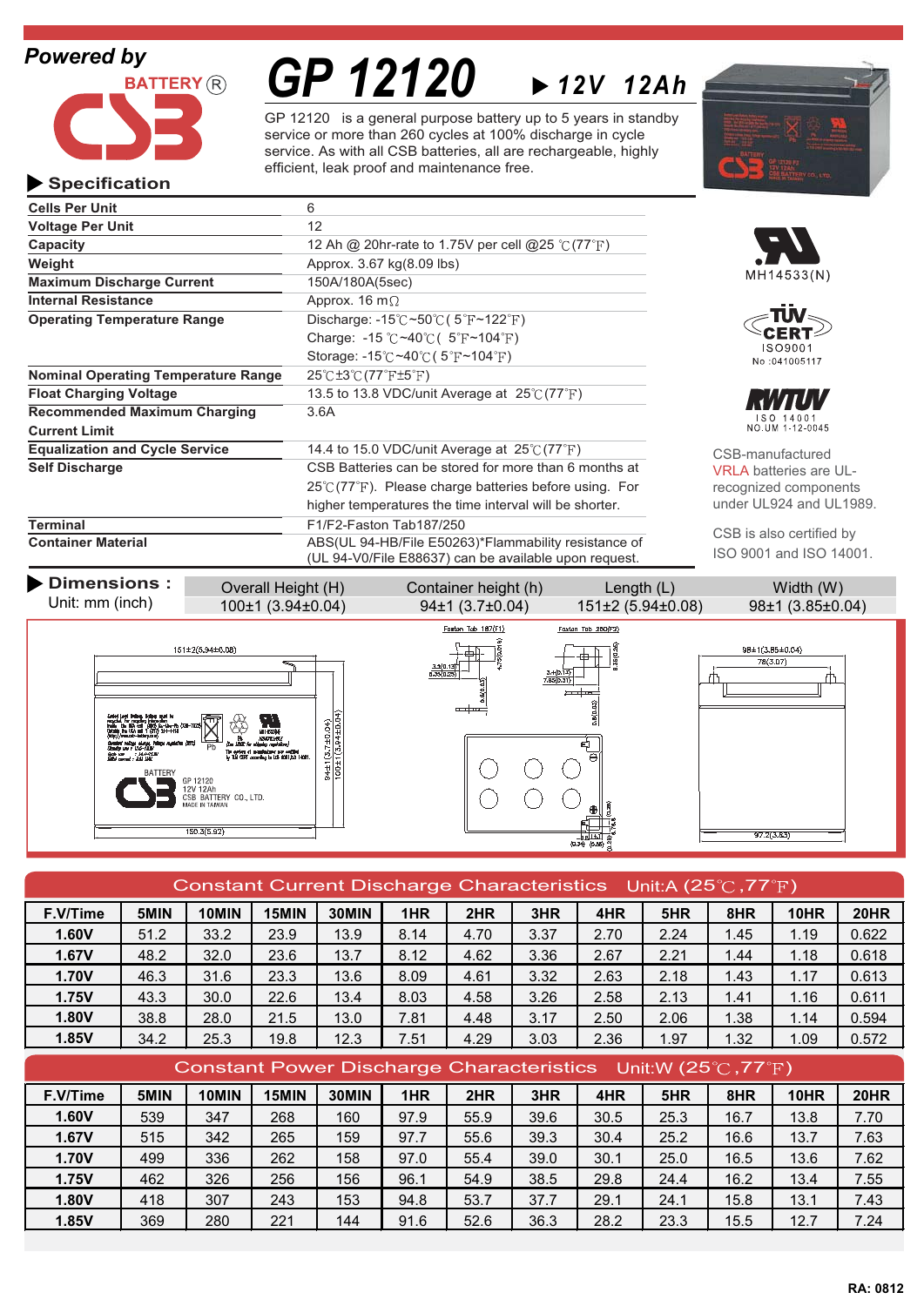**Powered by**

CSB BATTERY®

# GP 12120 ▶ 12V 12Ah

GP 12120 is a general purpose battery up to 5 years in standby service or more than 260 cycles at 100% discharge in cycle service. As with all CSB batteries, all are rechargeable, highly efficient, leak proof and maintenance free.

## ▶ Specification

| | |
|---|---|
| **Cells Per Unit** | 6 |
| **Voltage Per Unit** | 12 |
| **Capacity** | 12 Ah @ 20hr-rate to 1.75V per cell @25 ℃(77℉) |
| **Weight** | Approx. 3.67 kg(8.09 lbs) |
| **Maximum Discharge Current** | 150A/180A(5sec) |
| **Internal Resistance** | Approx. 16 mΩ |
| **Operating Temperature Range** | Discharge: -15℃~50℃( 5℉~122℉)<br>Charge: -15 ℃~40℃( 5℉~104℉)<br>Storage: -15℃~40℃( 5℉~104℉) |
| **Nominal Operating Temperature Range** | 25℃±3℃(77℉±5℉) |
| **Float Charging Voltage** | 13.5 to 13.8 VDC/unit Average at 25℃(77℉) |
| **Recommended Maximum Charging Current Limit** | 3.6A |
| **Equalization and Cycle Service** | 14.4 to 15.0 VDC/unit Average at 25℃(77℉) |
| **Self Discharge** | CSB Batteries can be stored for more than 6 months at 25℃(77℉). Please charge batteries before using. For higher temperatures the time interval will be shorter. |
| **Terminal** | F1/F2-Faston Tab187/250 |
| **Container Material** | ABS(UL 94-HB/File E50263)*Flammability resistance of (UL 94-V0/File E88637) can be available upon request. |

MH14533(N)

TÜV CERT ISO9001 No :041005117

RWTÜV ISO 14001 NO.UM 1-12-0045

CSB-manufactured VRLA batteries are UL-recognized components under UL924 and UL1989.

CSB is also certified by ISO 9001 and ISO 14001.

## ▶ Dimensions : Unit: mm (inch)

| Overall Height (H) | Container height (h) | Length (L) | Width (W) |
|---|---|---|---|
| 100±1 (3.94±0.04) | 94±1 (3.7±0.04) | 151±2 (5.94±0.08) | 98±1 (3.85±0.04) |

## Constant Current Discharge Characteristics Unit:A (25℃,77℉)

| F.V/Time | 5MIN | 10MIN | 15MIN | 30MIN | 1HR | 2HR | 3HR | 4HR | 5HR | 8HR | 10HR | 20HR |
|---|---|---|---|---|---|---|---|---|---|---|---|---|
| 1.60V | 51.2 | 33.2 | 23.9 | 13.9 | 8.14 | 4.70 | 3.37 | 2.70 | 2.24 | 1.45 | 1.19 | 0.622 |
| 1.67V | 48.2 | 32.0 | 23.6 | 13.7 | 8.12 | 4.62 | 3.36 | 2.67 | 2.21 | 1.44 | 1.18 | 0.618 |
| 1.70V | 46.3 | 31.6 | 23.3 | 13.6 | 8.09 | 4.61 | 3.32 | 2.63 | 2.18 | 1.43 | 1.17 | 0.613 |
| 1.75V | 43.3 | 30.0 | 22.6 | 13.4 | 8.03 | 4.58 | 3.26 | 2.58 | 2.13 | 1.41 | 1.16 | 0.611 |
| 1.80V | 38.8 | 28.0 | 21.5 | 13.0 | 7.81 | 4.48 | 3.17 | 2.50 | 2.06 | 1.38 | 1.14 | 0.594 |
| 1.85V | 34.2 | 25.3 | 19.8 | 12.3 | 7.51 | 4.29 | 3.03 | 2.36 | 1.97 | 1.32 | 1.09 | 0.572 |

## Constant Power Discharge Characteristics Unit:W (25℃,77℉)

| F.V/Time | 5MIN | 10MIN | 15MIN | 30MIN | 1HR | 2HR | 3HR | 4HR | 5HR | 8HR | 10HR | 20HR |
|---|---|---|---|---|---|---|---|---|---|---|---|---|
| 1.60V | 539 | 347 | 268 | 160 | 97.9 | 55.9 | 39.6 | 30.5 | 25.3 | 16.7 | 13.8 | 7.70 |
| 1.67V | 515 | 342 | 265 | 159 | 97.7 | 55.6 | 39.3 | 30.4 | 25.2 | 16.6 | 13.7 | 7.63 |
| 1.70V | 499 | 336 | 262 | 158 | 97.0 | 55.4 | 39.0 | 30.1 | 25.0 | 16.5 | 13.6 | 7.62 |
| 1.75V | 462 | 326 | 256 | 156 | 96.1 | 54.9 | 38.5 | 29.8 | 24.4 | 16.2 | 13.4 | 7.55 |
| 1.80V | 418 | 307 | 243 | 153 | 94.8 | 53.7 | 37.7 | 29.1 | 24.1 | 15.8 | 13.1 | 7.43 |
| 1.85V | 369 | 280 | 221 | 144 | 91.6 | 52.6 | 36.3 | 28.2 | 23.3 | 15.5 | 12.7 | 7.24 |

RA: 0812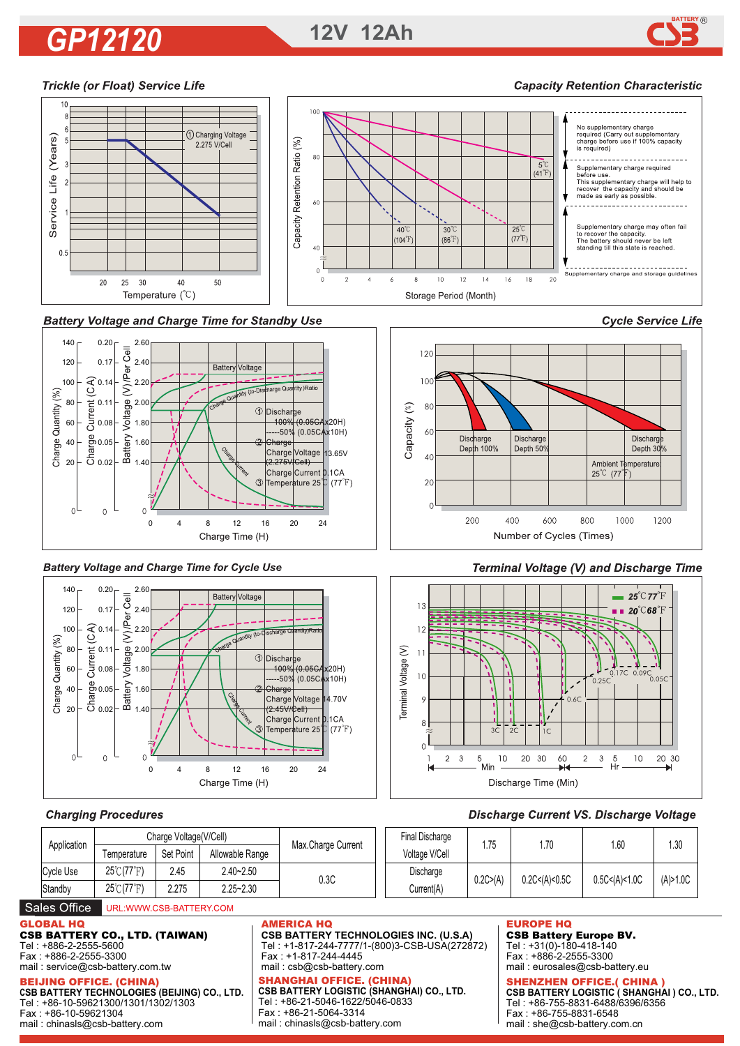# GP12120

12V 12Ah

## Trickle (or Float) Service Life

Service Life (Years)
10
8
6
5
3
2
1
0.5
① Charging Voltage
2.275 V/Cell
20 25 30 40 50
Temperature (℃)

## Capacity Retention Characteristic

Capacity Retention Ratio (%)
100
80
60
40
0
5℃ (41℉)
40℃ (104℉)
30℃ (86℉)
25℃ (77℉)
0 2 4 6 8 10 12 14 16 18 20
Storage Period (Month)

No supplementary charge required (Carry out supplementary charge before use if 100% capacity is required)

Supplementary charge required before use. This supplementary charge will help to recover the capacity and should be made as early as possible.

Supplementary charge may often fail to recover the capacity. The battery should never be left standing till this state is reached.

Supplementary charge and storage guidelines

## Battery Voltage and Charge Time for Standby Use

Charge Quantity (%): 140, 120, 100, 80, 60, 40, 20, 0
Charge Current (CA): 0.20, 0.17, 0.14, 0.11, 0.08, 0.05, 0.02, 0
Battery Voltage (V)/Per Cell: 2.60, 2.40, 2.20, 2.00, 1.80, 1.60, 1.40, 0
Battery Voltage
Charge Quantity (to-Discharge Quantity)Ratio
Charge Current
① Discharge
100% (0.05CAx20H)
-----50% (0.05CAx10H)
② Charge
Charge Voltage 13.65V (2.275V/Cell)
Charge Current 0.1CA
③ Temperature 25℃ (77℉)
0 4 8 12 16 20 24
Charge Time (H)

## Cycle Service Life

Capacity (%)
120
100
80
60
40
20
0
Discharge Depth 100%
Discharge Depth 50%
Discharge Depth 30%
Ambient Temperature: 25℃ (77℉)
200 400 600 800 1000 1200
Number of Cycles (Times)

## Battery Voltage and Charge Time for Cycle Use

Charge Quantity (%): 140, 120, 100, 80, 60, 40, 20, 0
Charge Current (CA): 0.20, 0.17, 0.14, 0.11, 0.08, 0.05, 0.02, 0
Battery Voltage (V)/Per Cell: 2.60, 2.40, 2.20, 2.00, 1.80, 1.60, 1.40, 0
Battery Voltage
Charge Quantity (to-Discharge Quantity)Ratio
Charge Current
① Discharge
100% (0.05CAx20H)
-----50% (0.05CAx10H)
② Charge
Charge Voltage 14.70V (2.45V/Cell)
Charge Current 0.1CA
③ Temperature 25℃ (77℉)
0 4 8 12 16 20 24
Charge Time (H)

## Terminal Voltage (V) and Discharge Time

25℃77℉
20℃68℉
Terminal Voltage (V)
13
12
11
10
9
8
0
3C 2C 1C 0.6C 0.25C 0.17C 0.09C 0.05C
1 2 3 5 10 20 30 60 2 3 5 10 20 30
Min Hr
Discharge Time (Min)

## Charging Procedures

| Application | Charge Voltage(V/Cell) | | | Max.Charge Current |
|---|---|---|---|---|
| | Temperature | Set Point | Allowable Range | |
| Cycle Use | 25℃(77℉) | 2.45 | 2.40~2.50 | 0.3C |
| Standby | 25℃(77℉) | 2.275 | 2.25~2.30 | |

## Discharge Current VS. Discharge Voltage

| Final Discharge Voltage V/Cell | 1.75 | 1.70 | 1.60 | 1.30 |
|---|---|---|---|---|
| Discharge Current(A) | 0.2C>(A) | 0.2C<(A)<0.5C | 0.5C<(A)<1.0C | (A)>1.0C |

Sales Office URL:WWW.CSB-BATTERY.COM

**GLOBAL HQ**
**CSB BATTERY CO., LTD. (TAIWAN)**
Tel : +886-2-2555-5600
Fax : +886-2-2555-3300
mail : service@csb-battery.com.tw

**AMERICA HQ**
**CSB BATTERY TECHNOLOGIES INC. (U.S.A)**
Tel : +1-817-244-7777/1-(800)3-CSB-USA(272872)
Fax : +1-817-244-4445
mail : csb@csb-battery.com

**EUROPE HQ**
**CSB Battery Europe BV.**
Tel : +31(0)-180-418-140
Fax : +31(0)-180-418-145
mail : eurosales@csb-battery.eu

**BEIJING OFFICE. (CHINA)**
**CSB BATTERY TECHNOLOGIES (BEIJING) CO., LTD.**
Tel : +86-10-59621300/1301/1302/1303
Fax : +86-10-59621304
mail : chinasls@csb-battery.com

**SHANGHAI OFFICE. (CHINA)**
**CSB BATTERY LOGISTIC (SHANGHAI) CO., LTD.**
Tel : +86-21-5046-1622/5046-0833
Fax : +86-21-5064-3314
mail : chinasls@csb-battery.com

**SHENZHEN OFFICE.( CHINA )**
**CSB BATTERY LOGISTIC ( SHANGHAI ) CO., LTD.**
Tel : +86-755-8831-6488/6396/6356
Fax : +86-755-8831-6548
mail : she@csb-battery.com.cn